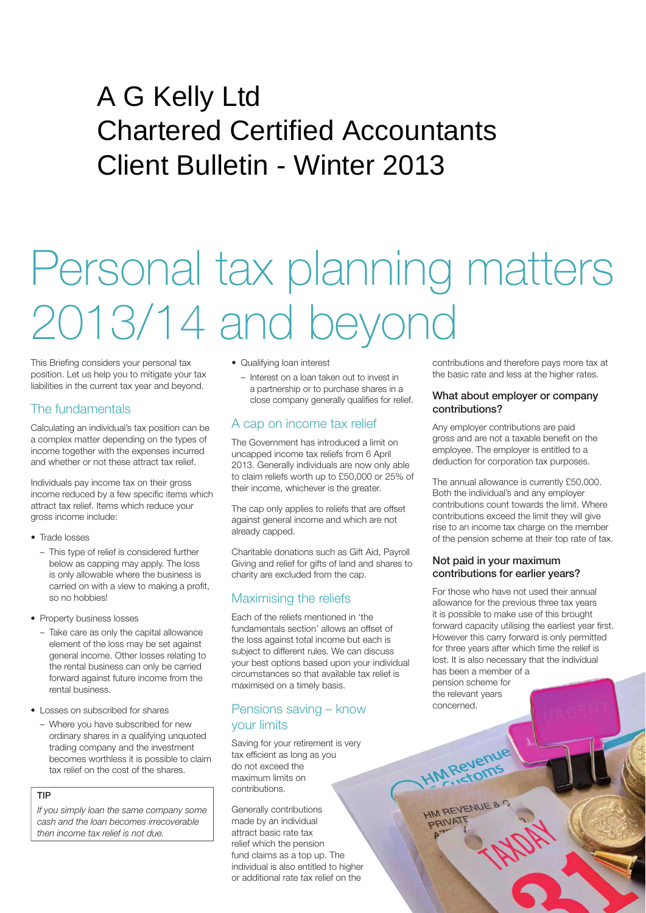# A G Kelly Ltd
# Chartered Certified Accountants
# Client Bulletin - Winter 2013

# Personal tax planning matters 2013/14 and beyond

This Briefing considers your personal tax position. Let us help you to mitigate your tax liabilities in the current tax year and beyond.

## The fundamentals

Calculating an individual's tax position can be a complex matter depending on the types of income together with the expenses incurred and whether or not these attract tax relief.

Individuals pay income tax on their gross income reduced by a few specific items which attract tax relief. Items which reduce your gross income include:

- Trade losses
  - This type of relief is considered further below as capping may apply. The loss is only allowable where the business is carried on with a view to making a profit, so no hobbies!
- Property business losses
  - Take care as only the capital allowance element of the loss may be set against general income. Other losses relating to the rental business can only be carried forward against future income from the rental business.
- Losses on subscribed for shares
  - Where you have subscribed for new ordinary shares in a qualifying unquoted trading company and the investment becomes worthless it is possible to claim tax relief on the cost of the shares.

**TIP**

*If you simply loan the same company some cash and the loan becomes irrecoverable then income tax relief is not due.*

- Qualifying loan interest
  - Interest on a loan taken out to invest in a partnership or to purchase shares in a close company generally qualifies for relief.

## A cap on income tax relief

The Government has introduced a limit on uncapped income tax reliefs from 6 April 2013. Generally individuals are now only able to claim reliefs worth up to £50,000 or 25% of their income, whichever is the greater.

The cap only applies to reliefs that are offset against general income and which are not already capped.

Charitable donations such as Gift Aid, Payroll Giving and relief for gifts of land and shares to charity are excluded from the cap.

## Maximising the reliefs

Each of the reliefs mentioned in 'the fundamentals section' allows an offset of the loss against total income but each is subject to different rules. We can discuss your best options based upon your individual circumstances so that available tax relief is maximised on a timely basis.

## Pensions saving – know your limits

Saving for your retirement is very tax efficient as long as you do not exceed the maximum limits on contributions.

Generally contributions made by an individual attract basic rate tax relief which the pension fund claims as a top up. The individual is also entitled to higher or additional rate tax relief on the contributions and therefore pays more tax at the basic rate and less at the higher rates.

### What about employer or company contributions?

Any employer contributions are paid gross and are not a taxable benefit on the employee. The employer is entitled to a deduction for corporation tax purposes.

The annual allowance is currently £50,000. Both the individual's and any employer contributions count towards the limit. Where contributions exceed the limit they will give rise to an income tax charge on the member of the pension scheme at their top rate of tax.

### Not paid in your maximum contributions for earlier years?

For those who have not used their annual allowance for the previous three tax years it is possible to make use of this brought forward capacity utilising the earliest year first. However this carry forward is only permitted for three years after which time the relief is lost. It is also necessary that the individual has been a member of a pension scheme for the relevant years concerned.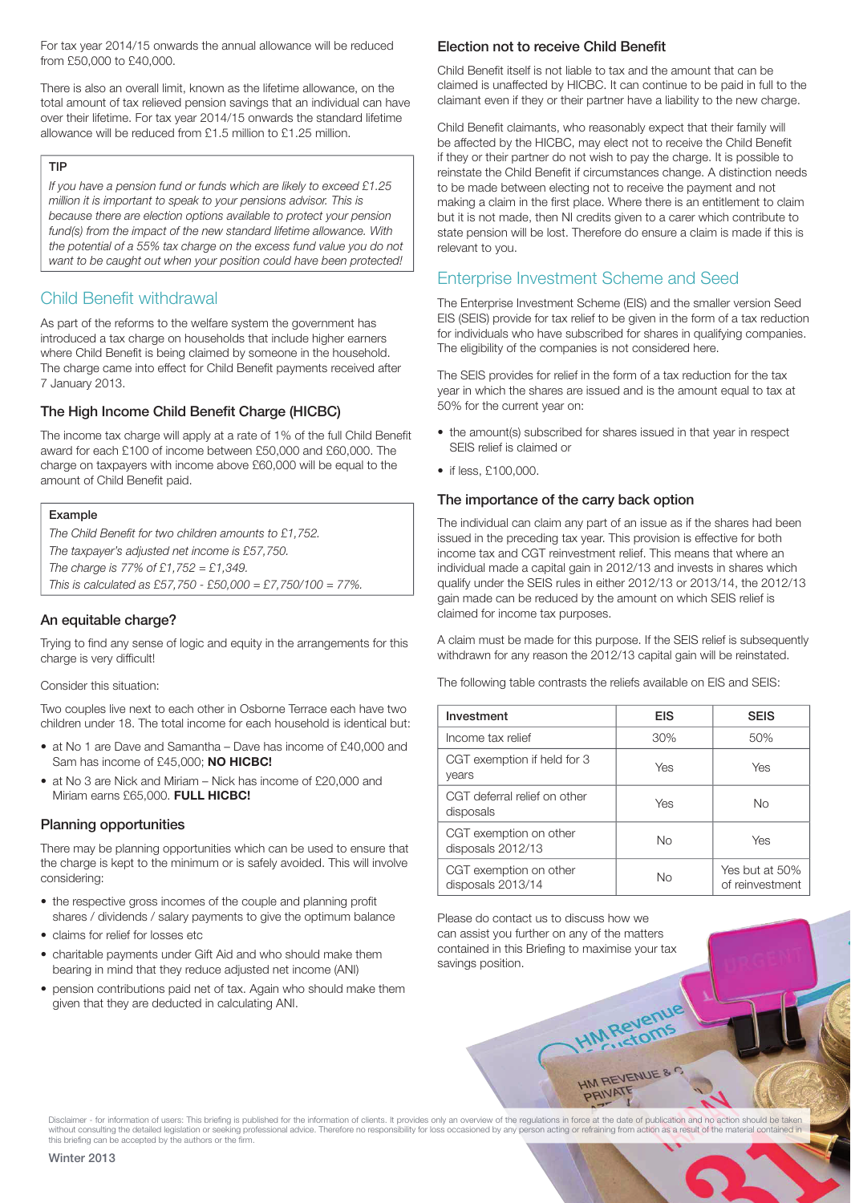For tax year 2014/15 onwards the annual allowance will be reduced from £50,000 to £40,000.

There is also an overall limit, known as the lifetime allowance, on the total amount of tax relieved pension savings that an individual can have over their lifetime. For tax year 2014/15 onwards the standard lifetime allowance will be reduced from £1.5 million to £1.25 million.

> **TIP**
>
> *If you have a pension fund or funds which are likely to exceed £1.25 million it is important to speak to your pensions advisor. This is because there are election options available to protect your pension fund(s) from the impact of the new standard lifetime allowance. With the potential of a 55% tax charge on the excess fund value you do not want to be caught out when your position could have been protected!*

## Child Benefit withdrawal

As part of the reforms to the welfare system the government has introduced a tax charge on households that include higher earners where Child Benefit is being claimed by someone in the household. The charge came into effect for Child Benefit payments received after 7 January 2013.

### The High Income Child Benefit Charge (HICBC)

The income tax charge will apply at a rate of 1% of the full Child Benefit award for each £100 of income between £50,000 and £60,000. The charge on taxpayers with income above £60,000 will be equal to the amount of Child Benefit paid.

> **Example**
>
> *The Child Benefit for two children amounts to £1,752.*
> *The taxpayer's adjusted net income is £57,750.*
> *The charge is 77% of £1,752 = £1,349.*
> *This is calculated as £57,750 - £50,000 = £7,750/100 = 77%.*

### An equitable charge?

Trying to find any sense of logic and equity in the arrangements for this charge is very difficult!

Consider this situation:

Two couples live next to each other in Osborne Terrace each have two children under 18. The total income for each household is identical but:

- at No 1 are Dave and Samantha – Dave has income of £40,000 and Sam has income of £45,000; **NO HICBC!**
- at No 3 are Nick and Miriam – Nick has income of £20,000 and Miriam earns £65,000. **FULL HICBC!**

### Planning opportunities

There may be planning opportunities which can be used to ensure that the charge is kept to the minimum or is safely avoided. This will involve considering:

- the respective gross incomes of the couple and planning profit shares / dividends / salary payments to give the optimum balance
- claims for relief for losses etc
- charitable payments under Gift Aid and who should make them bearing in mind that they reduce adjusted net income (ANI)
- pension contributions paid net of tax. Again who should make them given that they are deducted in calculating ANI.

### Election not to receive Child Benefit

Child Benefit itself is not liable to tax and the amount that can be claimed is unaffected by HICBC. It can continue to be paid in full to the claimant even if they or their partner have a liability to the new charge.

Child Benefit claimants, who reasonably expect that their family will be affected by the HICBC, may elect not to receive the Child Benefit if they or their partner do not wish to pay the charge. It is possible to reinstate the Child Benefit if circumstances change. A distinction needs to be made between electing not to receive the payment and not making a claim in the first place. Where there is an entitlement to claim but it is not made, then NI credits given to a carer which contribute to state pension will be lost. Therefore do ensure a claim is made if this is relevant to you.

## Enterprise Investment Scheme and Seed

The Enterprise Investment Scheme (EIS) and the smaller version Seed EIS (SEIS) provide for tax relief to be given in the form of a tax reduction for individuals who have subscribed for shares in qualifying companies. The eligibility of the companies is not considered here.

The SEIS provides for relief in the form of a tax reduction for the tax year in which the shares are issued and is the amount equal to tax at 50% for the current year on:

- the amount(s) subscribed for shares issued in that year in respect SEIS relief is claimed or
- if less, £100,000.

### The importance of the carry back option

The individual can claim any part of an issue as if the shares had been issued in the preceding tax year. This provision is effective for both income tax and CGT reinvestment relief. This means that where an individual made a capital gain in 2012/13 and invests in shares which qualify under the SEIS rules in either 2012/13 or 2013/14, the 2012/13 gain made can be reduced by the amount on which SEIS relief is claimed for income tax purposes.

A claim must be made for this purpose. If the SEIS relief is subsequently withdrawn for any reason the 2012/13 capital gain will be reinstated.

The following table contrasts the reliefs available on EIS and SEIS:

| Investment | EIS | SEIS |
|---|---|---|
| Income tax relief | 30% | 50% |
| CGT exemption if held for 3 years | Yes | Yes |
| CGT deferral relief on other disposals | Yes | No |
| CGT exemption on other disposals 2012/13 | No | Yes |
| CGT exemption on other disposals 2013/14 | No | Yes but at 50% of reinvestment |

Please do contact us to discuss how we can assist you further on any of the matters contained in this Briefing to maximise your tax savings position.

Disclaimer - for information of users: This briefing is published for the information of clients. It provides only an overview of the regulations in force at the date of publication and no action should be taken without consulting the detailed legislation or seeking professional advice. Therefore no responsibility for loss occasioned by any person acting or refraining from action as a result of the material contained in this briefing can be accepted by the authors or the firm.

Winter 2013